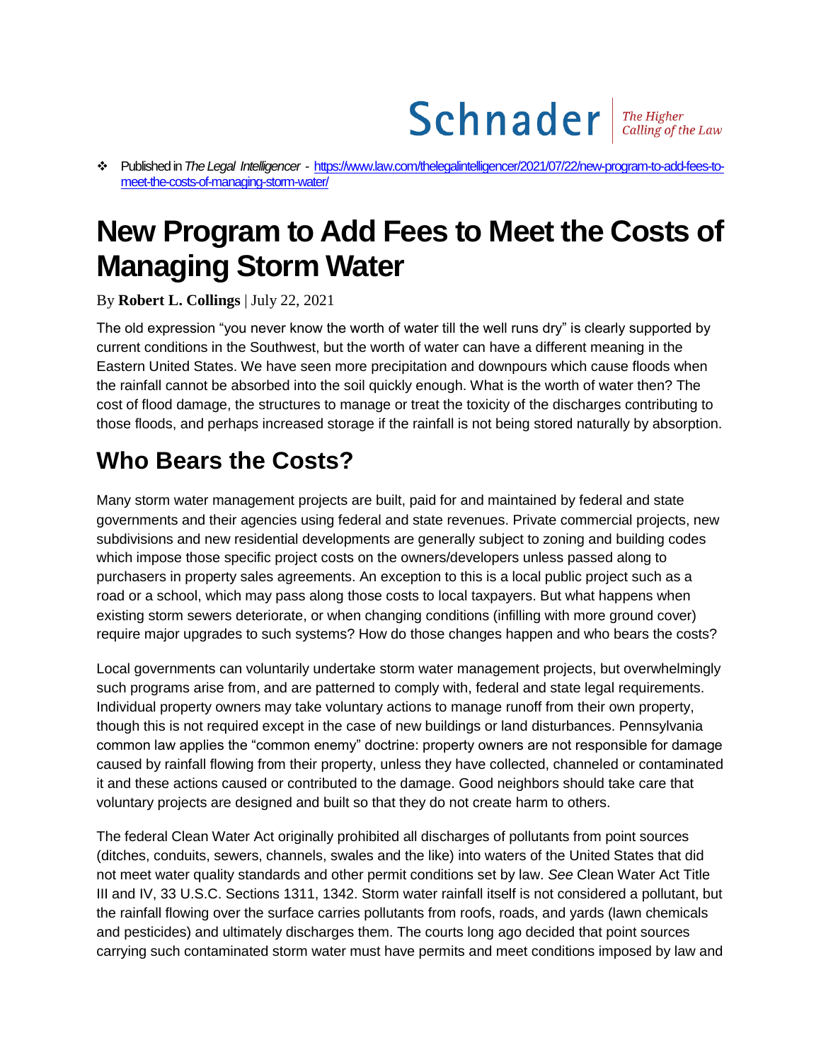Schnader | The Higher Calling of the Law

- Published in *The Legal Intelligencer* - [https://www.law.com/thelegalintelligencer/2021/07/22/new-program-to-add-fees-to-meet-the-costs-of-managing-storm-water/](https://www.law.com/thelegalintelligencer/2021/07/22/new-program-to-add-fees-to-meet-the-costs-of-managing-storm-water/)

# New Program to Add Fees to Meet the Costs of Managing Storm Water

By **Robert L. Collings** | July 22, 2021

The old expression "you never know the worth of water till the well runs dry" is clearly supported by current conditions in the Southwest, but the worth of water can have a different meaning in the Eastern United States. We have seen more precipitation and downpours which cause floods when the rainfall cannot be absorbed into the soil quickly enough. What is the worth of water then? The cost of flood damage, the structures to manage or treat the toxicity of the discharges contributing to those floods, and perhaps increased storage if the rainfall is not being stored naturally by absorption.

## Who Bears the Costs?

Many storm water management projects are built, paid for and maintained by federal and state governments and their agencies using federal and state revenues. Private commercial projects, new subdivisions and new residential developments are generally subject to zoning and building codes which impose those specific project costs on the owners/developers unless passed along to purchasers in property sales agreements. An exception to this is a local public project such as a road or a school, which may pass along those costs to local taxpayers. But what happens when existing storm sewers deteriorate, or when changing conditions (infilling with more ground cover) require major upgrades to such systems? How do those changes happen and who bears the costs?

Local governments can voluntarily undertake storm water management projects, but overwhelmingly such programs arise from, and are patterned to comply with, federal and state legal requirements. Individual property owners may take voluntary actions to manage runoff from their own property, though this is not required except in the case of new buildings or land disturbances. Pennsylvania common law applies the "common enemy" doctrine: property owners are not responsible for damage caused by rainfall flowing from their property, unless they have collected, channeled or contaminated it and these actions caused or contributed to the damage. Good neighbors should take care that voluntary projects are designed and built so that they do not create harm to others.

The federal Clean Water Act originally prohibited all discharges of pollutants from point sources (ditches, conduits, sewers, channels, swales and the like) into waters of the United States that did not meet water quality standards and other permit conditions set by law. *See* Clean Water Act Title III and IV, 33 U.S.C. Sections 1311, 1342. Storm water rainfall itself is not considered a pollutant, but the rainfall flowing over the surface carries pollutants from roofs, roads, and yards (lawn chemicals and pesticides) and ultimately discharges them. The courts long ago decided that point sources carrying such contaminated storm water must have permits and meet conditions imposed by law and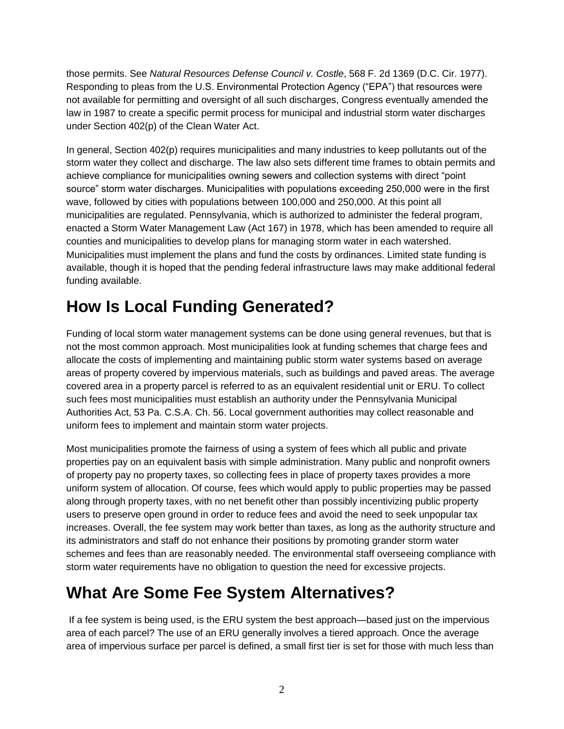those permits. See *Natural Resources Defense Council v. Costle*, 568 F. 2d 1369 (D.C. Cir. 1977). Responding to pleas from the U.S. Environmental Protection Agency ("EPA") that resources were not available for permitting and oversight of all such discharges, Congress eventually amended the law in 1987 to create a specific permit process for municipal and industrial storm water discharges under Section 402(p) of the Clean Water Act.

In general, Section 402(p) requires municipalities and many industries to keep pollutants out of the storm water they collect and discharge. The law also sets different time frames to obtain permits and achieve compliance for municipalities owning sewers and collection systems with direct "point source" storm water discharges. Municipalities with populations exceeding 250,000 were in the first wave, followed by cities with populations between 100,000 and 250,000. At this point all municipalities are regulated. Pennsylvania, which is authorized to administer the federal program, enacted a Storm Water Management Law (Act 167) in 1978, which has been amended to require all counties and municipalities to develop plans for managing storm water in each watershed. Municipalities must implement the plans and fund the costs by ordinances. Limited state funding is available, though it is hoped that the pending federal infrastructure laws may make additional federal funding available.

## How Is Local Funding Generated?

Funding of local storm water management systems can be done using general revenues, but that is not the most common approach. Most municipalities look at funding schemes that charge fees and allocate the costs of implementing and maintaining public storm water systems based on average areas of property covered by impervious materials, such as buildings and paved areas. The average covered area in a property parcel is referred to as an equivalent residential unit or ERU. To collect such fees most municipalities must establish an authority under the Pennsylvania Municipal Authorities Act, 53 Pa. C.S.A. Ch. 56. Local government authorities may collect reasonable and uniform fees to implement and maintain storm water projects.

Most municipalities promote the fairness of using a system of fees which all public and private properties pay on an equivalent basis with simple administration. Many public and nonprofit owners of property pay no property taxes, so collecting fees in place of property taxes provides a more uniform system of allocation. Of course, fees which would apply to public properties may be passed along through property taxes, with no net benefit other than possibly incentivizing public property users to preserve open ground in order to reduce fees and avoid the need to seek unpopular tax increases. Overall, the fee system may work better than taxes, as long as the authority structure and its administrators and staff do not enhance their positions by promoting grander storm water schemes and fees than are reasonably needed. The environmental staff overseeing compliance with storm water requirements have no obligation to question the need for excessive projects.

## What Are Some Fee System Alternatives?

If a fee system is being used, is the ERU system the best approach—based just on the impervious area of each parcel? The use of an ERU generally involves a tiered approach. Once the average area of impervious surface per parcel is defined, a small first tier is set for those with much less than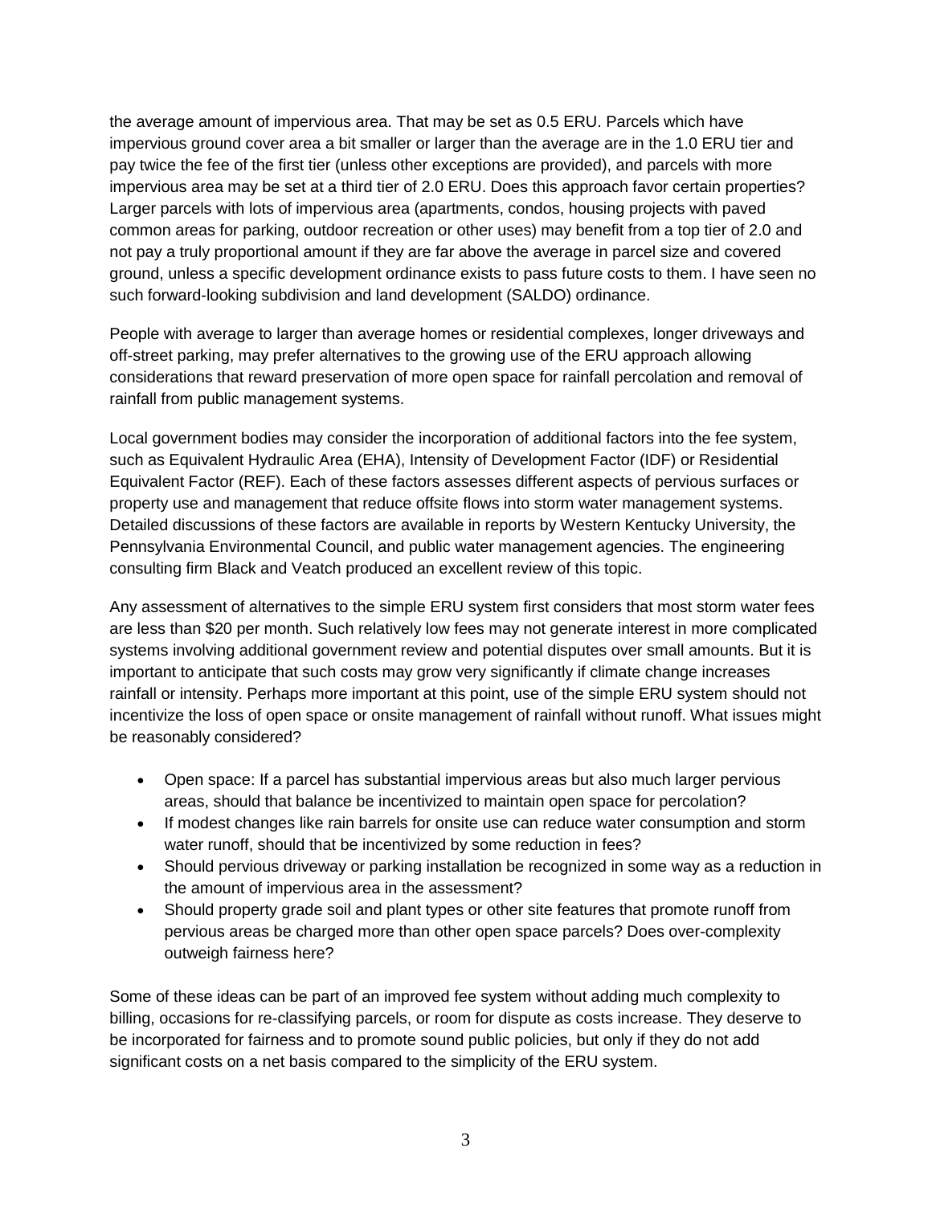the average amount of impervious area. That may be set as 0.5 ERU. Parcels which have impervious ground cover area a bit smaller or larger than the average are in the 1.0 ERU tier and pay twice the fee of the first tier (unless other exceptions are provided), and parcels with more impervious area may be set at a third tier of 2.0 ERU. Does this approach favor certain properties? Larger parcels with lots of impervious area (apartments, condos, housing projects with paved common areas for parking, outdoor recreation or other uses) may benefit from a top tier of 2.0 and not pay a truly proportional amount if they are far above the average in parcel size and covered ground, unless a specific development ordinance exists to pass future costs to them. I have seen no such forward-looking subdivision and land development (SALDO) ordinance.

People with average to larger than average homes or residential complexes, longer driveways and off-street parking, may prefer alternatives to the growing use of the ERU approach allowing considerations that reward preservation of more open space for rainfall percolation and removal of rainfall from public management systems.

Local government bodies may consider the incorporation of additional factors into the fee system, such as Equivalent Hydraulic Area (EHA), Intensity of Development Factor (IDF) or Residential Equivalent Factor (REF). Each of these factors assesses different aspects of pervious surfaces or property use and management that reduce offsite flows into storm water management systems. Detailed discussions of these factors are available in reports by Western Kentucky University, the Pennsylvania Environmental Council, and public water management agencies. The engineering consulting firm Black and Veatch produced an excellent review of this topic.

Any assessment of alternatives to the simple ERU system first considers that most storm water fees are less than $20 per month. Such relatively low fees may not generate interest in more complicated systems involving additional government review and potential disputes over small amounts. But it is important to anticipate that such costs may grow very significantly if climate change increases rainfall or intensity. Perhaps more important at this point, use of the simple ERU system should not incentivize the loss of open space or onsite management of rainfall without runoff. What issues might be reasonably considered?

- Open space: If a parcel has substantial impervious areas but also much larger pervious areas, should that balance be incentivized to maintain open space for percolation?
- If modest changes like rain barrels for onsite use can reduce water consumption and storm water runoff, should that be incentivized by some reduction in fees?
- Should pervious driveway or parking installation be recognized in some way as a reduction in the amount of impervious area in the assessment?
- Should property grade soil and plant types or other site features that promote runoff from pervious areas be charged more than other open space parcels? Does over-complexity outweigh fairness here?

Some of these ideas can be part of an improved fee system without adding much complexity to billing, occasions for re-classifying parcels, or room for dispute as costs increase. They deserve to be incorporated for fairness and to promote sound public policies, but only if they do not add significant costs on a net basis compared to the simplicity of the ERU system.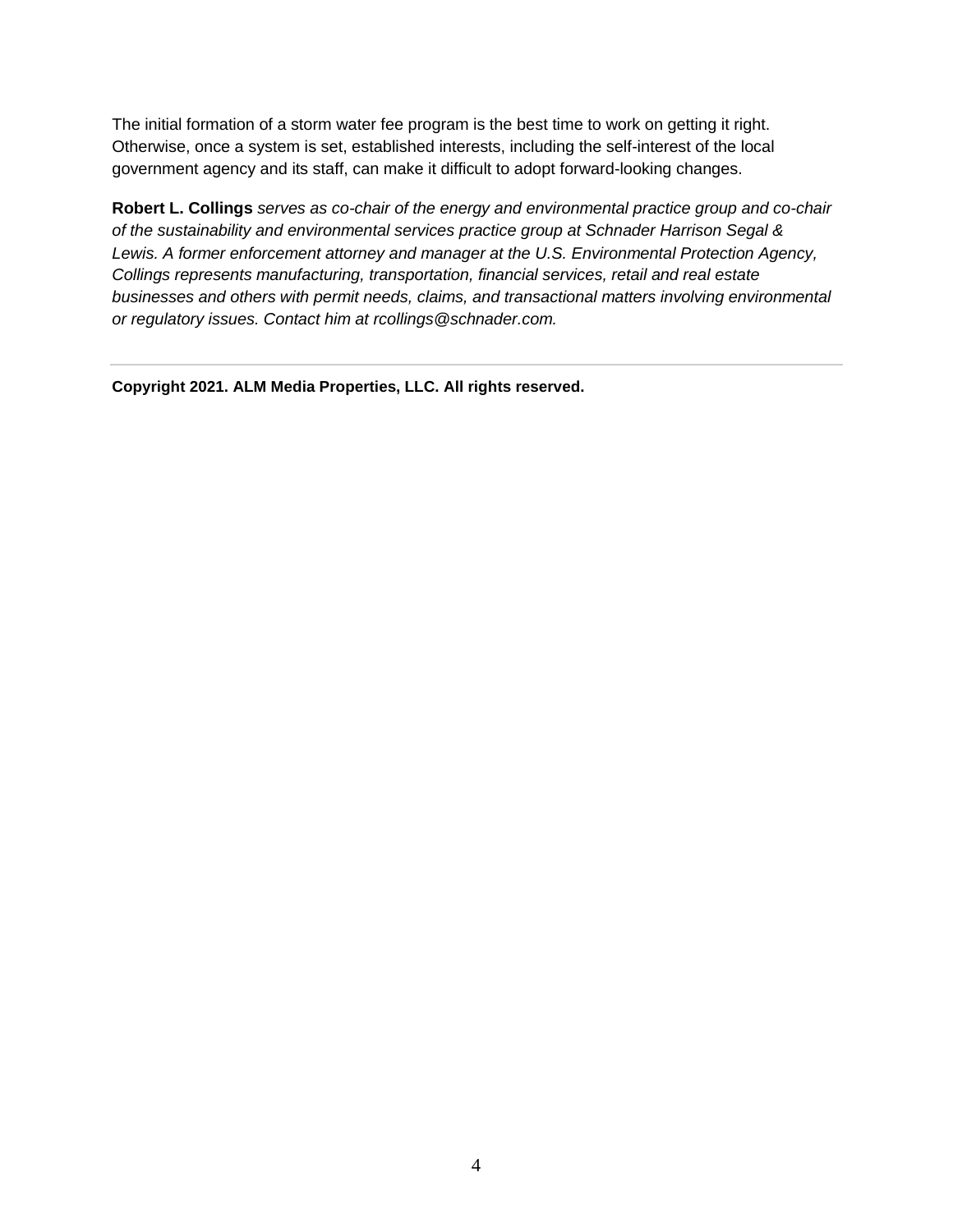The initial formation of a storm water fee program is the best time to work on getting it right. Otherwise, once a system is set, established interests, including the self-interest of the local government agency and its staff, can make it difficult to adopt forward-looking changes.

**Robert L. Collings** *serves as co-chair of the energy and environmental practice group and co-chair of the sustainability and environmental services practice group at Schnader Harrison Segal & Lewis. A former enforcement attorney and manager at the U.S. Environmental Protection Agency, Collings represents manufacturing, transportation, financial services, retail and real estate businesses and others with permit needs, claims, and transactional matters involving environmental or regulatory issues. Contact him at rcollings@schnader.com.*

---

**Copyright 2021. ALM Media Properties, LLC. All rights reserved.**